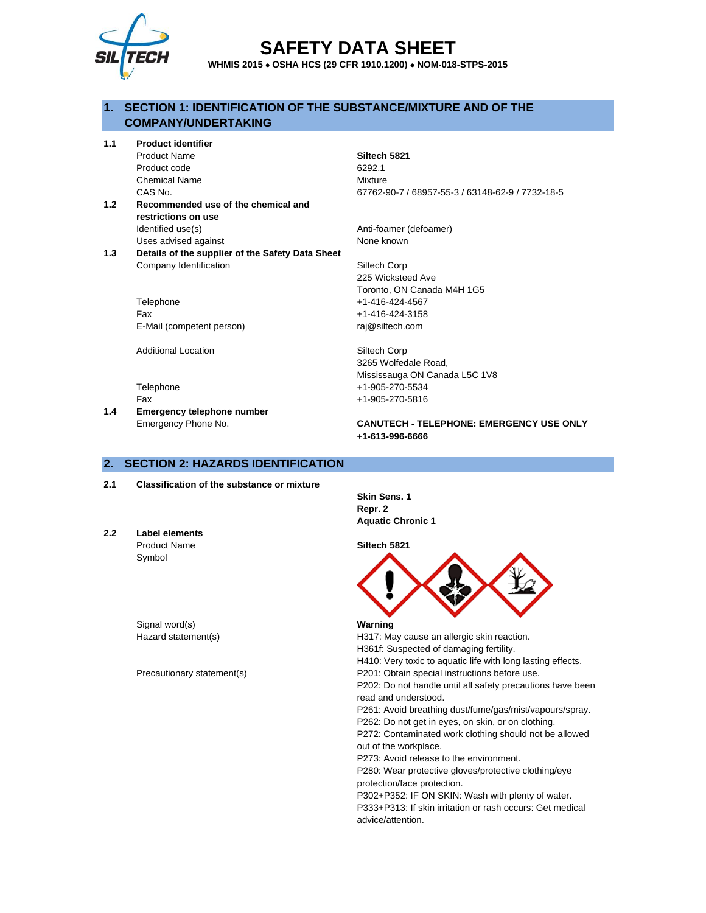# SAFETY DATA SHEET

**WHMIS 2015 • OSHA HCS (29 CFR 1910.1200) • NOM-018-STPS-2015**

## 1. SECTION 1: IDENTIFICATION OF THE SUBSTANCE/MIXTURE AND OF THE COMPANY/UNDERTAKING

| | | |
|---|---|---|
| **1.1** | **Product identifier** | |
| | Product Name | **Siltech 5821** |
| | Product code | 6292.1 |
| | Chemical Name | Mixture |
| | CAS No. | 67762-90-7 / 68957-55-3 / 63148-62-9 / 7732-18-5 |
| **1.2** | **Recommended use of the chemical and restrictions on use** | |
| | Identified use(s) | Anti-foamer (defoamer) |
| | Uses advised against | None known |
| **1.3** | **Details of the supplier of the Safety Data Sheet** | |
| | Company Identification | Siltech Corp<br>225 Wicksteed Ave<br>Toronto, ON Canada M4H 1G5 |
| | Telephone | +1-416-424-4567 |
| | Fax | +1-416-424-3158 |
| | E-Mail (competent person) | raj@siltech.com |
| | Additional Location | Siltech Corp<br>3265 Wolfedale Road,<br>Mississauga ON Canada L5C 1V8 |
| | Telephone | +1-905-270-5534 |
| | Fax | +1-905-270-5816 |
| **1.4** | **Emergency telephone number** | |
| | Emergency Phone No. | **CANUTECH - TELEPHONE: EMERGENCY USE ONLY +1-613-996-6666** |

## 2. SECTION 2: HAZARDS IDENTIFICATION

| | | |
|---|---|---|
| **2.1** | **Classification of the substance or mixture** | **Skin Sens. 1**<br>**Repr. 2**<br>**Aquatic Chronic 1** |
| **2.2** | **Label elements** | |
| | Product Name | **Siltech 5821** |
| | Symbol | |
| | Signal word(s) | **Warning** |
| | Hazard statement(s) | H317: May cause an allergic skin reaction.<br>H361f: Suspected of damaging fertility.<br>H410: Very toxic to aquatic life with long lasting effects. |
| | Precautionary statement(s) | P201: Obtain special instructions before use.<br>P202: Do not handle until all safety precautions have been read and understood.<br>P261: Avoid breathing dust/fume/gas/mist/vapours/spray.<br>P262: Do not get in eyes, on skin, or on clothing.<br>P272: Contaminated work clothing should not be allowed out of the workplace.<br>P273: Avoid release to the environment.<br>P280: Wear protective gloves/protective clothing/eye protection/face protection.<br>P302+P352: IF ON SKIN: Wash with plenty of water.<br>P333+P313: If skin irritation or rash occurs: Get medical advice/attention. |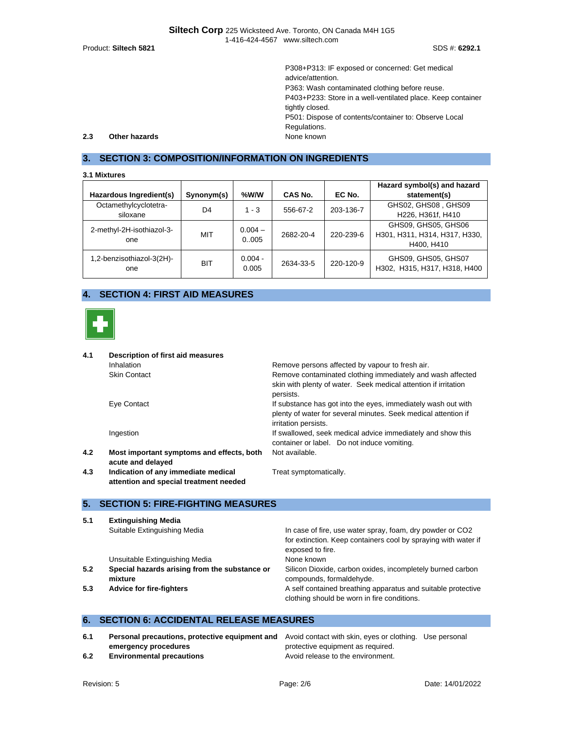P308+P313: IF exposed or concerned: Get medical advice/attention.
P363: Wash contaminated clothing before reuse.
P403+P233: Store in a well-ventilated place. Keep container tightly closed.
P501: Dispose of contents/container to: Observe Local Regulations.

**2.3 Other hazards** None known

## 3. SECTION 3: COMPOSITION/INFORMATION ON INGREDIENTS

**3.1 Mixtures**

| Hazardous Ingredient(s) | Synonym(s) | %W/W | CAS No. | EC No. | Hazard symbol(s) and hazard statement(s) |
|---|---|---|---|---|---|
| Octamethylcyclotetra-siloxane | D4 | 1 - 3 | 556-67-2 | 203-136-7 | GHS02, GHS08 , GHS09 H226, H361f, H410 |
| 2-methyl-2H-isothiazol-3-one | MIT | 0.004 – 0..005 | 2682-20-4 | 220-239-6 | GHS09, GHS05, GHS06 H301, H311, H314, H317, H330, H400, H410 |
| 1,2-benzisothiazol-3(2H)-one | BIT | 0.004 - 0.005 | 2634-33-5 | 220-120-9 | GHS09, GHS05, GHS07 H302, H315, H317, H318, H400 |

## 4. SECTION 4: FIRST AID MEASURES

**4.1 Description of first aid measures**

- Inhalation: Remove persons affected by vapour to fresh air.
- Skin Contact: Remove contaminated clothing immediately and wash affected skin with plenty of water. Seek medical attention if irritation persists.
- Eye Contact: If substance has got into the eyes, immediately wash out with plenty of water for several minutes. Seek medical attention if irritation persists.
- Ingestion: If swallowed, seek medical advice immediately and show this container or label. Do not induce vomiting.

**4.2 Most important symptoms and effects, both acute and delayed** Not available.

**4.3 Indication of any immediate medical attention and special treatment needed** Treat symptomatically.

## 5. SECTION 5: FIRE-FIGHTING MEASURES

**5.1 Extinguishing Media**

- Suitable Extinguishing Media: In case of fire, use water spray, foam, dry powder or CO2 for extinction. Keep containers cool by spraying with water if exposed to fire.
- Unsuitable Extinguishing Media: None known

**5.2 Special hazards arising from the substance or mixture** Silicon Dioxide, carbon oxides, incompletely burned carbon compounds, formaldehyde.

**5.3 Advice for fire-fighters** A self contained breathing apparatus and suitable protective clothing should be worn in fire conditions.

## 6. SECTION 6: ACCIDENTAL RELEASE MEASURES

**6.1 Personal precautions, protective equipment and emergency procedures** Avoid contact with skin, eyes or clothing. Use personal protective equipment as required.

**6.2 Environmental precautions** Avoid release to the environment.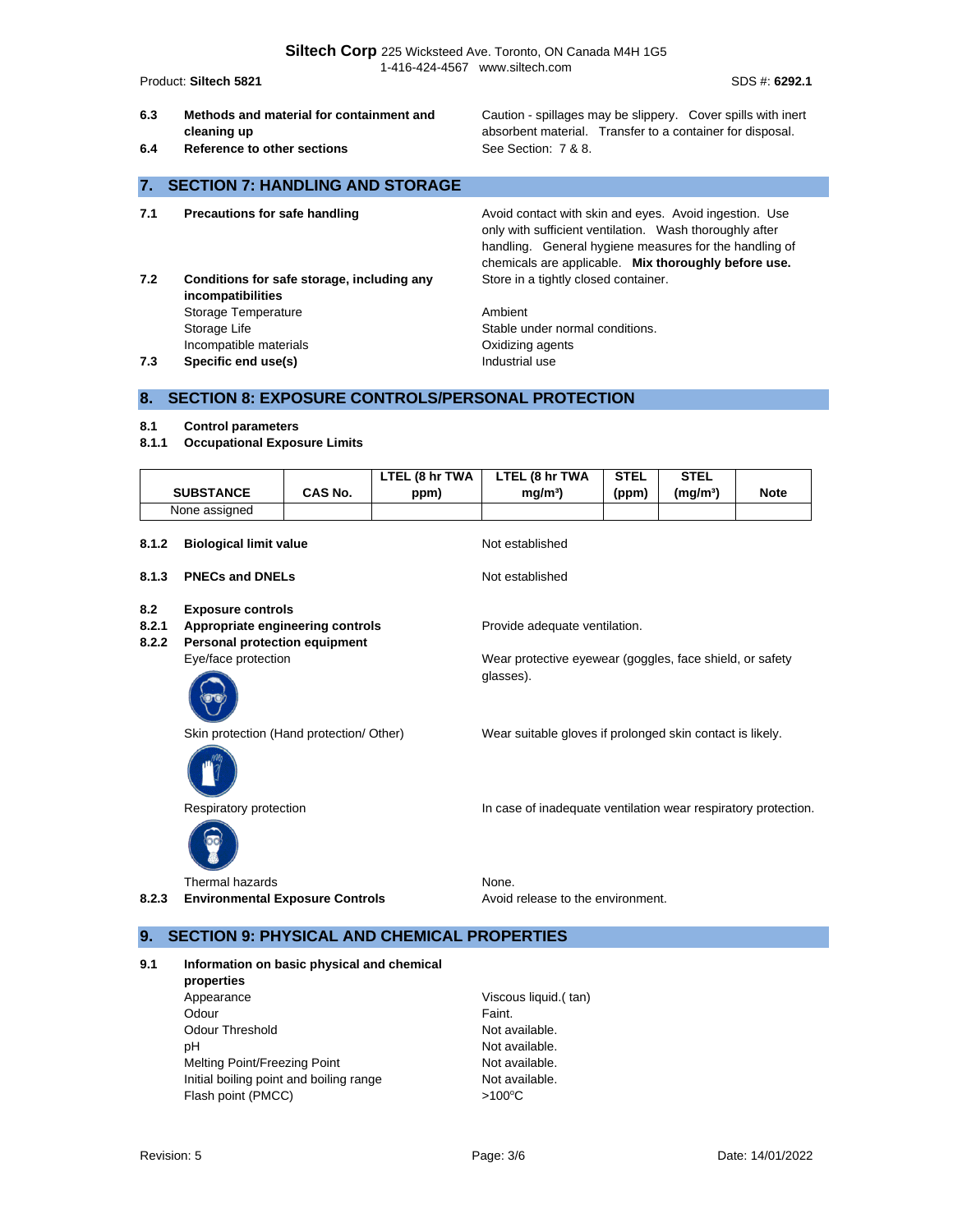| | | |
|---|---|---|
| 6.3 | **Methods and material for containment and cleaning up** | Caution - spillages may be slippery. Cover spills with inert absorbent material. Transfer to a container for disposal. |
| 6.4 | **Reference to other sections** | See Section: 7 & 8. |

## 7. SECTION 7: HANDLING AND STORAGE

| | | |
|---|---|---|
| 7.1 | **Precautions for safe handling** | Avoid contact with skin and eyes. Avoid ingestion. Use only with sufficient ventilation. Wash thoroughly after handling. General hygiene measures for the handling of chemicals are applicable. **Mix thoroughly before use.** |
| 7.2 | **Conditions for safe storage, including any incompatibilities** | Store in a tightly closed container. |
| | Storage Temperature | Ambient |
| | Storage Life | Stable under normal conditions. |
| | Incompatible materials | Oxidizing agents |
| 7.3 | **Specific end use(s)** | Industrial use |

## 8. SECTION 8: EXPOSURE CONTROLS/PERSONAL PROTECTION

**8.1 Control parameters**

**8.1.1 Occupational Exposure Limits**

| SUBSTANCE | CAS No. | LTEL (8 hr TWA ppm) | LTEL (8 hr TWA mg/m³) | STEL (ppm) | STEL (mg/m³) | Note |
|---|---|---|---|---|---|---|
| None assigned | | | | | | |

| | | |
|---|---|---|
| 8.1.2 | **Biological limit value** | Not established |
| 8.1.3 | **PNECs and DNELs** | Not established |
| 8.2 | **Exposure controls** | |
| 8.2.1 | **Appropriate engineering controls** | Provide adequate ventilation. |
| 8.2.2 | **Personal protection equipment** | |
| | Eye/face protection | Wear protective eyewear (goggles, face shield, or safety glasses). |
| | Skin protection (Hand protection/ Other) | Wear suitable gloves if prolonged skin contact is likely. |
| | Respiratory protection | In case of inadequate ventilation wear respiratory protection. |
| | Thermal hazards | None. |
| 8.2.3 | **Environmental Exposure Controls** | Avoid release to the environment. |

## 9. SECTION 9: PHYSICAL AND CHEMICAL PROPERTIES

| | | |
|---|---|---|
| 9.1 | **Information on basic physical and chemical properties** | |
| | Appearance | Viscous liquid.( tan) |
| | Odour | Faint. |
| | Odour Threshold | Not available. |
| | pH | Not available. |
| | Melting Point/Freezing Point | Not available. |
| | Initial boiling point and boiling range | Not available. |
| | Flash point (PMCC) | >100°C |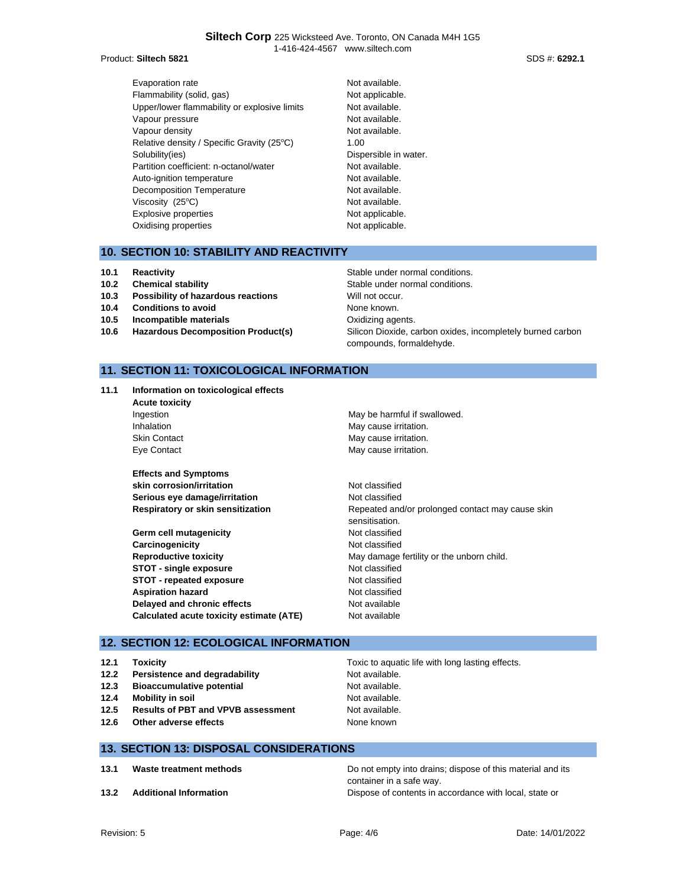| | |
|---|---|
| Evaporation rate | Not available. |
| Flammability (solid, gas) | Not applicable. |
| Upper/lower flammability or explosive limits | Not available. |
| Vapour pressure | Not available. |
| Vapour density | Not available. |
| Relative density / Specific Gravity (25°C) | 1.00 |
| Solubility(ies) | Dispersible in water. |
| Partition coefficient: n-octanol/water | Not available. |
| Auto-ignition temperature | Not available. |
| Decomposition Temperature | Not available. |
| Viscosity (25°C) | Not available. |
| Explosive properties | Not applicable. |
| Oxidising properties | Not applicable. |

## 10. SECTION 10: STABILITY AND REACTIVITY

| | | |
|---|---|---|
| **10.1** | **Reactivity** | Stable under normal conditions. |
| **10.2** | **Chemical stability** | Stable under normal conditions. |
| **10.3** | **Possibility of hazardous reactions** | Will not occur. |
| **10.4** | **Conditions to avoid** | None known. |
| **10.5** | **Incompatible materials** | Oxidizing agents. |
| **10.6** | **Hazardous Decomposition Product(s)** | Silicon Dioxide, carbon oxides, incompletely burned carbon compounds, formaldehyde. |

## 11. SECTION 11: TOXICOLOGICAL INFORMATION

**11.1 Information on toxicological effects**

**Acute toxicity**

| | |
|---|---|
| Ingestion | May be harmful if swallowed. |
| Inhalation | May cause irritation. |
| Skin Contact | May cause irritation. |
| Eye Contact | May cause irritation. |

**Effects and Symptoms**

| | |
|---|---|
| **skin corrosion/irritation** | Not classified |
| **Serious eye damage/irritation** | Not classified |
| **Respiratory or skin sensitization** | Repeated and/or prolonged contact may cause skin sensitisation. |
| **Germ cell mutagenicity** | Not classified |
| **Carcinogenicity** | Not classified |
| **Reproductive toxicity** | May damage fertility or the unborn child. |
| **STOT - single exposure** | Not classified |
| **STOT - repeated exposure** | Not classified |
| **Aspiration hazard** | Not classified |
| **Delayed and chronic effects** | Not available |
| **Calculated acute toxicity estimate (ATE)** | Not available |

## 12. SECTION 12: ECOLOGICAL INFORMATION

| | | |
|---|---|---|
| **12.1** | **Toxicity** | Toxic to aquatic life with long lasting effects. |
| **12.2** | **Persistence and degradability** | Not available. |
| **12.3** | **Bioaccumulative potential** | Not available. |
| **12.4** | **Mobility in soil** | Not available. |
| **12.5** | **Results of PBT and VPVB assessment** | Not available. |
| **12.6** | **Other adverse effects** | None known |

## 13. SECTION 13: DISPOSAL CONSIDERATIONS

| | | |
|---|---|---|
| **13.1** | **Waste treatment methods** | Do not empty into drains; dispose of this material and its container in a safe way. |
| **13.2** | **Additional Information** | Dispose of contents in accordance with local, state or |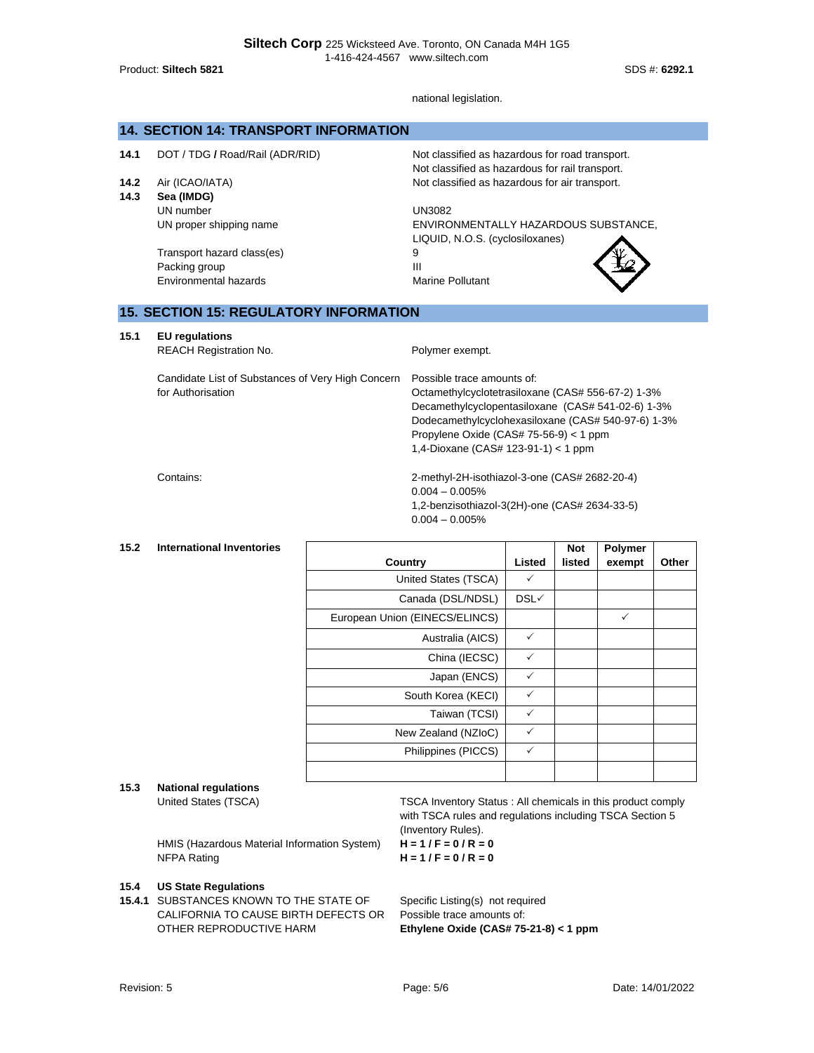national legislation.

## 14. SECTION 14: TRANSPORT INFORMATION

**14.1** DOT / TDG **/** Road/Rail (ADR/RID) — Not classified as hazardous for road transport. Not classified as hazardous for rail transport.

**14.2** Air (ICAO/IATA) — Not classified as hazardous for air transport.

**14.3** **Sea (IMDG)**

| | |
|---|---|
| UN number | UN3082 |
| UN proper shipping name | ENVIRONMENTALLY HAZARDOUS SUBSTANCE, LIQUID, N.O.S. (cyclosiloxanes) |
| Transport hazard class(es) | 9 |
| Packing group | III |
| Environmental hazards | Marine Pollutant |

## 15. SECTION 15: REGULATORY INFORMATION

**15.1** **EU regulations**

REACH Registration No. — Polymer exempt.

Candidate List of Substances of Very High Concern for Authorisation — Possible trace amounts of:
Octamethylcyclotetrasiloxane (CAS# 556-67-2) 1-3%
Decamethylcyclopentasiloxane (CAS# 541-02-6) 1-3%
Dodecamethylcyclohexasiloxane (CAS# 540-97-6) 1-3%
Propylene Oxide (CAS# 75-56-9) < 1 ppm
1,4-Dioxane (CAS# 123-91-1) < 1 ppm

Contains:
2-methyl-2H-isothiazol-3-one (CAS# 2682-20-4) 0.004 – 0.005%
1,2-benzisothiazol-3(2H)-one (CAS# 2634-33-5) 0.004 – 0.005%

**15.2** **International Inventories**

| Country | Listed | Not listed | Polymer exempt | Other |
|---|---|---|---|---|
| United States (TSCA) | ✓ | | | |
| Canada (DSL/NDSL) | DSL✓ | | | |
| European Union (EINECS/ELINCS) | | | ✓ | |
| Australia (AICS) | ✓ | | | |
| China (IECSC) | ✓ | | | |
| Japan (ENCS) | ✓ | | | |
| South Korea (KECI) | ✓ | | | |
| Taiwan (TCSI) | ✓ | | | |
| New Zealand (NZIoC) | ✓ | | | |
| Philippines (PICCS) | ✓ | | | |
| | | | | |

**15.3** **National regulations**

United States (TSCA) — TSCA Inventory Status : All chemicals in this product comply with TSCA rules and regulations including TSCA Section 5 (Inventory Rules).

HMIS (Hazardous Material Information System) — **H = 1 / F = 0 / R = 0**

NFPA Rating — **H = 1 / F = 0 / R = 0**

**15.4** **US State Regulations**

**15.4.1** SUBSTANCES KNOWN TO THE STATE OF CALIFORNIA TO CAUSE BIRTH DEFECTS OR OTHER REPRODUCTIVE HARM — Specific Listing(s) not required
Possible trace amounts of:
**Ethylene Oxide (CAS# 75-21-8) < 1 ppm**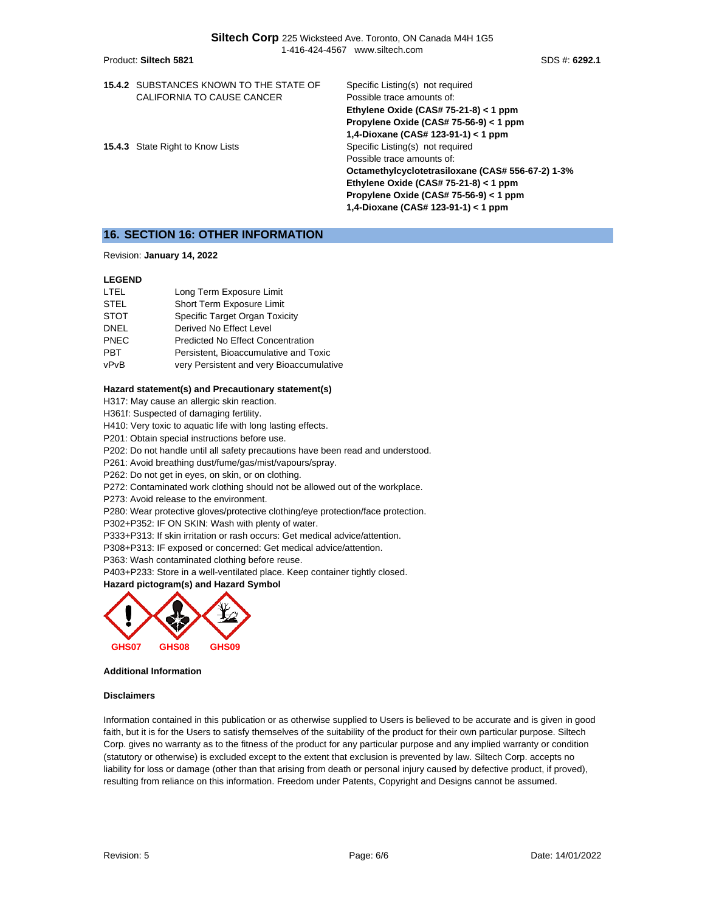**15.4.2** SUBSTANCES KNOWN TO THE STATE OF CALIFORNIA TO CAUSE CANCER

Specific Listing(s) not required
Possible trace amounts of:
**Ethylene Oxide (CAS# 75-21-8) < 1 ppm**
**Propylene Oxide (CAS# 75-56-9) < 1 ppm**
**1,4-Dioxane (CAS# 123-91-1) < 1 ppm**

**15.4.3** State Right to Know Lists

Specific Listing(s) not required
Possible trace amounts of:
**Octamethylcyclotetrasiloxane (CAS# 556-67-2) 1-3%**
**Ethylene Oxide (CAS# 75-21-8) < 1 ppm**
**Propylene Oxide (CAS# 75-56-9) < 1 ppm**
**1,4-Dioxane (CAS# 123-91-1) < 1 ppm**

## 16. SECTION 16: OTHER INFORMATION

Revision: **January 14, 2022**

**LEGEND**

| | |
|---|---|
| LTEL | Long Term Exposure Limit |
| STEL | Short Term Exposure Limit |
| STOT | Specific Target Organ Toxicity |
| DNEL | Derived No Effect Level |
| PNEC | Predicted No Effect Concentration |
| PBT | Persistent, Bioaccumulative and Toxic |
| vPvB | very Persistent and very Bioaccumulative |

**Hazard statement(s) and Precautionary statement(s)**

H317: May cause an allergic skin reaction.
H361f: Suspected of damaging fertility.
H410: Very toxic to aquatic life with long lasting effects.
P201: Obtain special instructions before use.
P202: Do not handle until all safety precautions have been read and understood.
P261: Avoid breathing dust/fume/gas/mist/vapours/spray.
P262: Do not get in eyes, on skin, or on clothing.
P272: Contaminated work clothing should not be allowed out of the workplace.
P273: Avoid release to the environment.
P280: Wear protective gloves/protective clothing/eye protection/face protection.
P302+P352: IF ON SKIN: Wash with plenty of water.
P333+P313: If skin irritation or rash occurs: Get medical advice/attention.
P308+P313: IF exposed or concerned: Get medical advice/attention.
P363: Wash contaminated clothing before reuse.
P403+P233: Store in a well-ventilated place. Keep container tightly closed.

**Hazard pictogram(s) and Hazard Symbol**

GHS07 GHS08 GHS09

**Additional Information**

**Disclaimers**

Information contained in this publication or as otherwise supplied to Users is believed to be accurate and is given in good faith, but it is for the Users to satisfy themselves of the suitability of the product for their own particular purpose. Siltech Corp. gives no warranty as to the fitness of the product for any particular purpose and any implied warranty or condition (statutory or otherwise) is excluded except to the extent that exclusion is prevented by law. Siltech Corp. accepts no liability for loss or damage (other than that arising from death or personal injury caused by defective product, if proved), resulting from reliance on this information. Freedom under Patents, Copyright and Designs cannot be assumed.